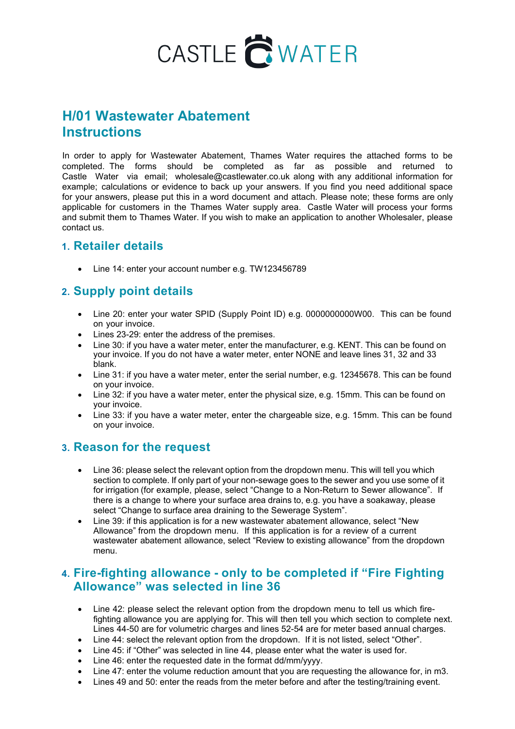CASTLE WATER

# H/01 Wastewater Abatement Instructions

In order to apply for Wastewater Abatement, Thames Water requires the attached forms to be completed. The forms should be completed as far as possible and returned to Castle Water via email; wholesale@castlewater.co.uk along with any additional information for example; calculations or evidence to back up your answers. If you find you need additional space for your answers, please put this in a word document and attach. Please note; these forms are only applicable for customers in the Thames Water supply area. Castle Water will process your forms and submit them to Thames Water. If you wish to make an application to another Wholesaler, please contact us.

## 1. Retailer details

- Line 14: enter your account number e.g. TW123456789

## 2. Supply point details

- Line 20: enter your water SPID (Supply Point ID) e.g. 0000000000W00. This can be found on your invoice.
- Lines 23-29: enter the address of the premises.
- Line 30: if you have a water meter, enter the manufacturer, e.g. KENT. This can be found on your invoice. If you do not have a water meter, enter NONE and leave lines 31, 32 and 33 blank.
- Line 31: if you have a water meter, enter the serial number, e.g. 12345678. This can be found on your invoice.
- Line 32: if you have a water meter, enter the physical size, e.g. 15mm. This can be found on your invoice.
- Line 33: if you have a water meter, enter the chargeable size, e.g. 15mm. This can be found on your invoice.

## 3. Reason for the request

- Line 36: please select the relevant option from the dropdown menu. This will tell you which section to complete. If only part of your non-sewage goes to the sewer and you use some of it for irrigation (for example, please, select "Change to a Non-Return to Sewer allowance". If there is a change to where your surface area drains to, e.g. you have a soakaway, please select "Change to surface area draining to the Sewerage System".
- Line 39: if this application is for a new wastewater abatement allowance, select "New Allowance" from the dropdown menu. If this application is for a review of a current wastewater abatement allowance, select "Review to existing allowance" from the dropdown menu.

## 4. Fire-fighting allowance - only to be completed if "Fire Fighting Allowance" was selected in line 36

- Line 42: please select the relevant option from the dropdown menu to tell us which fire-fighting allowance you are applying for. This will then tell you which section to complete next. Lines 44-50 are for volumetric charges and lines 52-54 are for meter based annual charges.
- Line 44: select the relevant option from the dropdown. If it is not listed, select "Other".
- Line 45: if "Other" was selected in line 44, please enter what the water is used for.
- Line 46: enter the requested date in the format dd/mm/yyyy.
- Line 47: enter the volume reduction amount that you are requesting the allowance for, in m3.
- Lines 49 and 50: enter the reads from the meter before and after the testing/training event.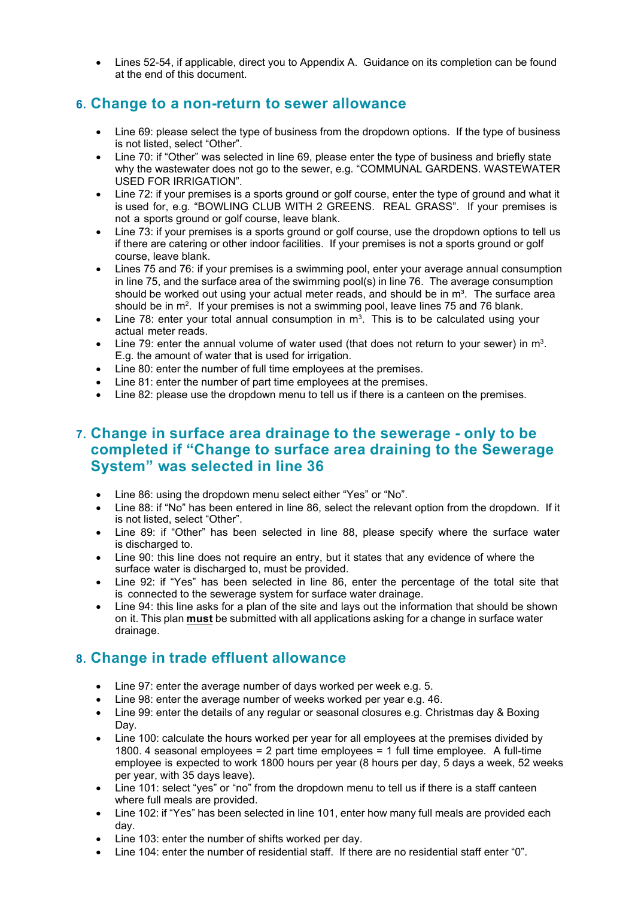- Lines 52-54, if applicable, direct you to Appendix A. Guidance on its completion can be found at the end of this document.

## 6. Change to a non-return to sewer allowance

- Line 69: please select the type of business from the dropdown options. If the type of business is not listed, select "Other".
- Line 70: if "Other" was selected in line 69, please enter the type of business and briefly state why the wastewater does not go to the sewer, e.g. "COMMUNAL GARDENS. WASTEWATER USED FOR IRRIGATION".
- Line 72: if your premises is a sports ground or golf course, enter the type of ground and what it is used for, e.g. "BOWLING CLUB WITH 2 GREENS. REAL GRASS". If your premises is not a sports ground or golf course, leave blank.
- Line 73: if your premises is a sports ground or golf course, use the dropdown options to tell us if there are catering or other indoor facilities. If your premises is not a sports ground or golf course, leave blank.
- Lines 75 and 76: if your premises is a swimming pool, enter your average annual consumption in line 75, and the surface area of the swimming pool(s) in line 76. The average consumption should be worked out using your actual meter reads, and should be in $m^3$. The surface area should be in $m^2$. If your premises is not a swimming pool, leave lines 75 and 76 blank.
- Line 78: enter your total annual consumption in $m^3$. This is to be calculated using your actual meter reads.
- Line 79: enter the annual volume of water used (that does not return to your sewer) in $m^3$. E.g. the amount of water that is used for irrigation.
- Line 80: enter the number of full time employees at the premises.
- Line 81: enter the number of part time employees at the premises.
- Line 82: please use the dropdown menu to tell us if there is a canteen on the premises.

## 7. Change in surface area drainage to the sewerage - only to be completed if "Change to surface area draining to the Sewerage System" was selected in line 36

- Line 86: using the dropdown menu select either "Yes" or "No".
- Line 88: if "No" has been entered in line 86, select the relevant option from the dropdown. If it is not listed, select "Other".
- Line 89: if "Other" has been selected in line 88, please specify where the surface water is discharged to.
- Line 90: this line does not require an entry, but it states that any evidence of where the surface water is discharged to, must be provided.
- Line 92: if "Yes" has been selected in line 86, enter the percentage of the total site that is connected to the sewerage system for surface water drainage.
- Line 94: this line asks for a plan of the site and lays out the information that should be shown on it. This plan **must** be submitted with all applications asking for a change in surface water drainage.

## 8. Change in trade effluent allowance

- Line 97: enter the average number of days worked per week e.g. 5.
- Line 98: enter the average number of weeks worked per year e.g. 46.
- Line 99: enter the details of any regular or seasonal closures e.g. Christmas day & Boxing Day.
- Line 100: calculate the hours worked per year for all employees at the premises divided by 1800. 4 seasonal employees = 2 part time employees = 1 full time employee. A full-time employee is expected to work 1800 hours per year (8 hours per day, 5 days a week, 52 weeks per year, with 35 days leave).
- Line 101: select "yes" or "no" from the dropdown menu to tell us if there is a staff canteen where full meals are provided.
- Line 102: if "Yes" has been selected in line 101, enter how many full meals are provided each day.
- Line 103: enter the number of shifts worked per day.
- Line 104: enter the number of residential staff. If there are no residential staff enter "0".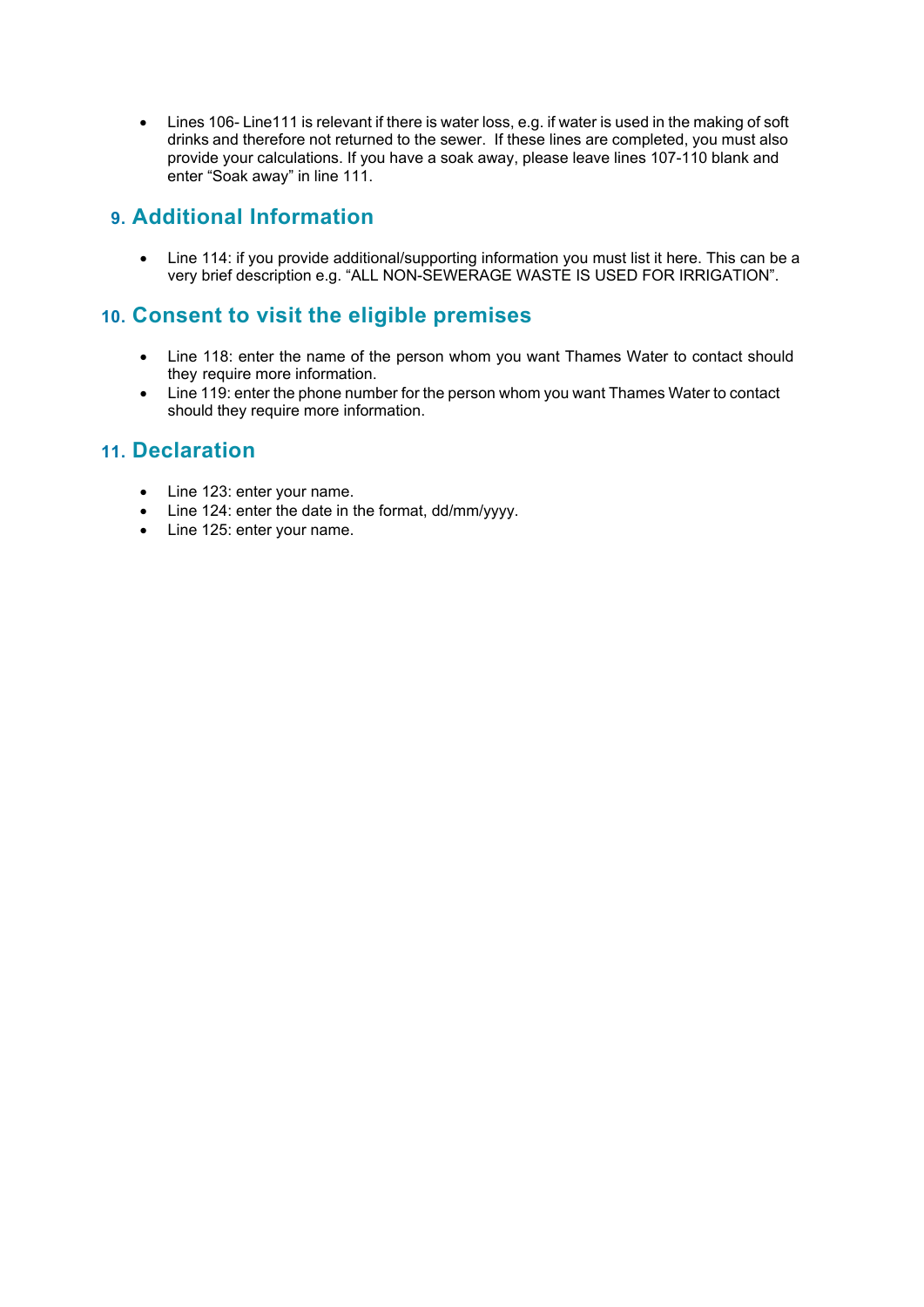- Lines 106- Line111 is relevant if there is water loss, e.g. if water is used in the making of soft drinks and therefore not returned to the sewer. If these lines are completed, you must also provide your calculations. If you have a soak away, please leave lines 107-110 blank and enter “Soak away” in line 111.

## 9. Additional Information

- Line 114: if you provide additional/supporting information you must list it here. This can be a very brief description e.g. “ALL NON-SEWERAGE WASTE IS USED FOR IRRIGATION”.

## 10. Consent to visit the eligible premises

- Line 118: enter the name of the person whom you want Thames Water to contact should they require more information.
- Line 119: enter the phone number for the person whom you want Thames Water to contact should they require more information.

## 11. Declaration

- Line 123: enter your name.
- Line 124: enter the date in the format, dd/mm/yyyy.
- Line 125: enter your name.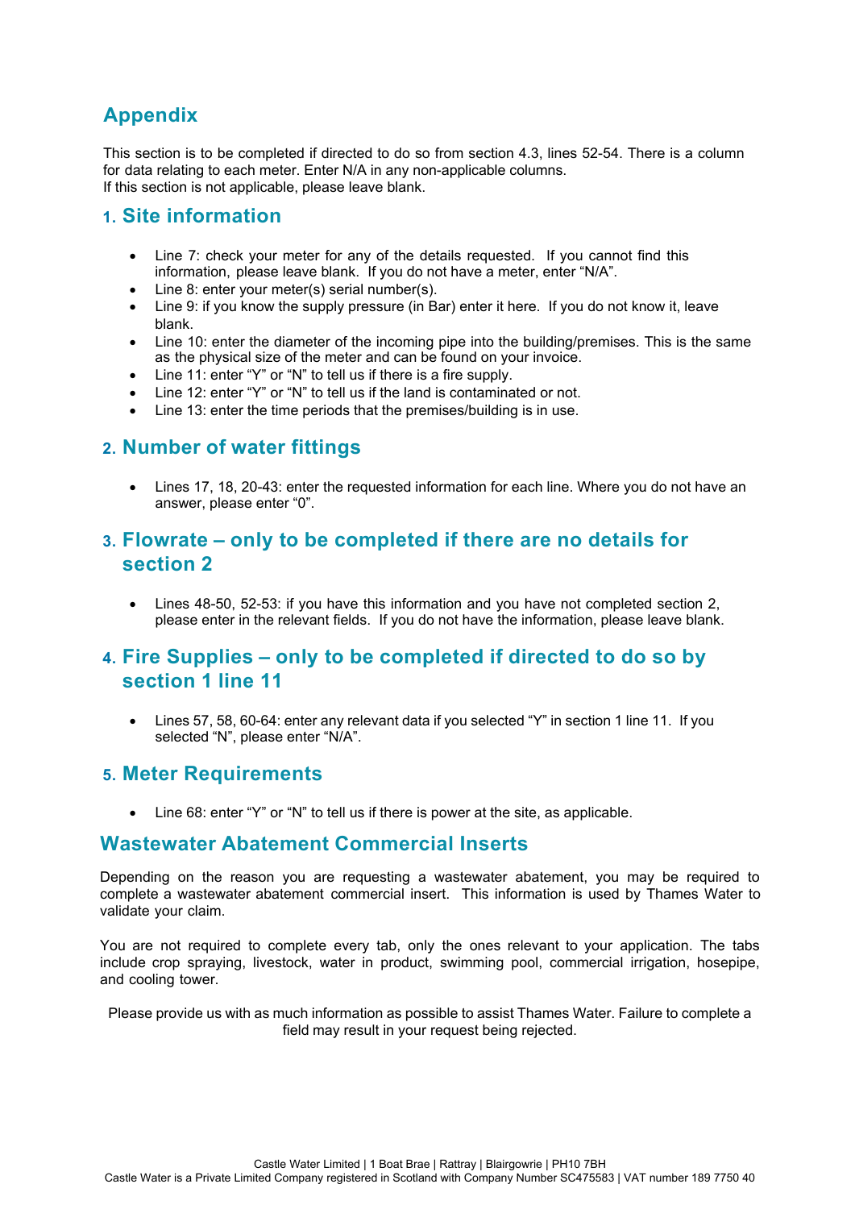## Appendix

This section is to be completed if directed to do so from section 4.3, lines 52-54. There is a column for data relating to each meter. Enter N/A in any non-applicable columns.
If this section is not applicable, please leave blank.

### 1. Site information

- Line 7: check your meter for any of the details requested. If you cannot find this information, please leave blank. If you do not have a meter, enter "N/A".
- Line 8: enter your meter(s) serial number(s).
- Line 9: if you know the supply pressure (in Bar) enter it here. If you do not know it, leave blank.
- Line 10: enter the diameter of the incoming pipe into the building/premises. This is the same as the physical size of the meter and can be found on your invoice.
- Line 11: enter "Y" or "N" to tell us if there is a fire supply.
- Line 12: enter "Y" or "N" to tell us if the land is contaminated or not.
- Line 13: enter the time periods that the premises/building is in use.

### 2. Number of water fittings

- Lines 17, 18, 20-43: enter the requested information for each line. Where you do not have an answer, please enter "0".

### 3. Flowrate – only to be completed if there are no details for section 2

- Lines 48-50, 52-53: if you have this information and you have not completed section 2, please enter in the relevant fields. If you do not have the information, please leave blank.

### 4. Fire Supplies – only to be completed if directed to do so by section 1 line 11

- Lines 57, 58, 60-64: enter any relevant data if you selected "Y" in section 1 line 11. If you selected "N", please enter "N/A".

### 5. Meter Requirements

- Line 68: enter "Y" or "N" to tell us if there is power at the site, as applicable.

## Wastewater Abatement Commercial Inserts

Depending on the reason you are requesting a wastewater abatement, you may be required to complete a wastewater abatement commercial insert. This information is used by Thames Water to validate your claim.

You are not required to complete every tab, only the ones relevant to your application. The tabs include crop spraying, livestock, water in product, swimming pool, commercial irrigation, hosepipe, and cooling tower.

Please provide us with as much information as possible to assist Thames Water. Failure to complete a field may result in your request being rejected.

Castle Water Limited | 1 Boat Brae | Rattray | Blairgowrie | PH10 7BH
Castle Water is a Private Limited Company registered in Scotland with Company Number SC475583 | VAT number 189 7750 40